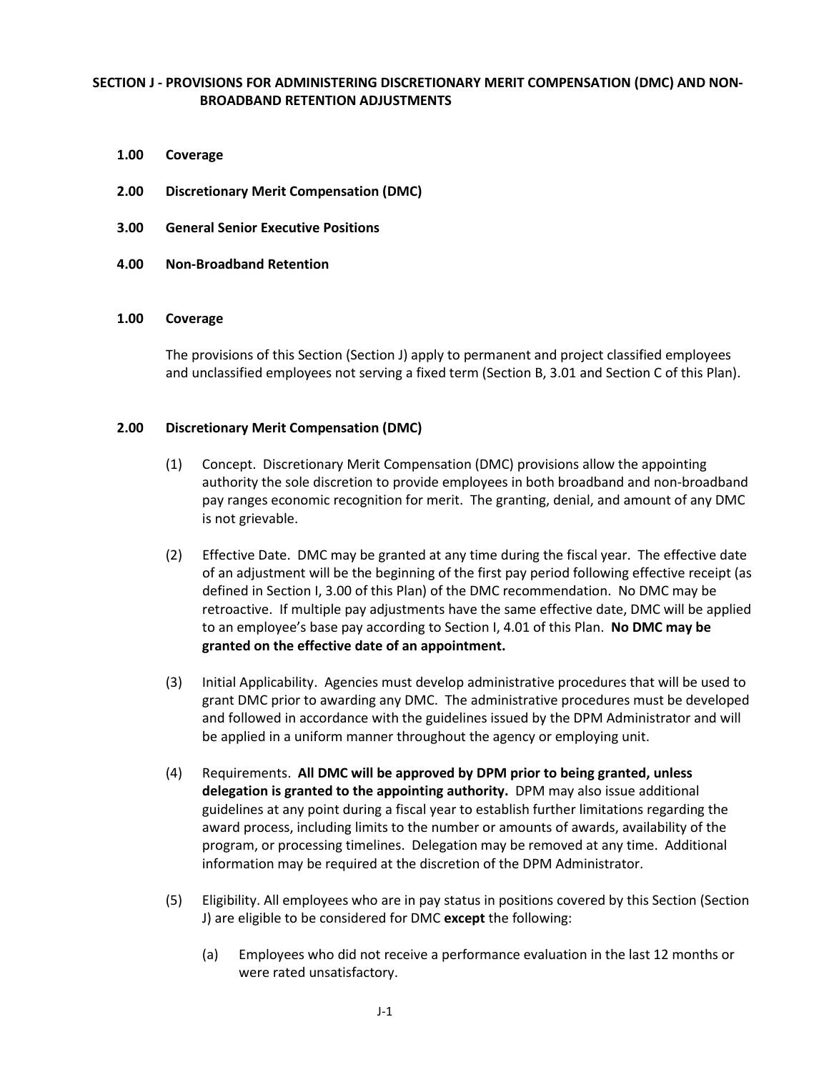# SECTION J - PROVISIONS FOR ADMINISTERING DISCRETIONARY MERIT COMPENSATION (DMC) AND NON-BROADBAND RETENTION ADJUSTMENTS

**1.00 Coverage**

**2.00 Discretionary Merit Compensation (DMC)**

**3.00 General Senior Executive Positions**

**4.00 Non-Broadband Retention**

## 1.00 Coverage

The provisions of this Section (Section J) apply to permanent and project classified employees and unclassified employees not serving a fixed term (Section B, 3.01 and Section C of this Plan).

## 2.00 Discretionary Merit Compensation (DMC)

(1) Concept. Discretionary Merit Compensation (DMC) provisions allow the appointing authority the sole discretion to provide employees in both broadband and non-broadband pay ranges economic recognition for merit. The granting, denial, and amount of any DMC is not grievable.

(2) Effective Date. DMC may be granted at any time during the fiscal year. The effective date of an adjustment will be the beginning of the first pay period following effective receipt (as defined in Section I, 3.00 of this Plan) of the DMC recommendation. No DMC may be retroactive. If multiple pay adjustments have the same effective date, DMC will be applied to an employee's base pay according to Section I, 4.01 of this Plan. **No DMC may be granted on the effective date of an appointment.**

(3) Initial Applicability. Agencies must develop administrative procedures that will be used to grant DMC prior to awarding any DMC. The administrative procedures must be developed and followed in accordance with the guidelines issued by the DPM Administrator and will be applied in a uniform manner throughout the agency or employing unit.

(4) Requirements. **All DMC will be approved by DPM prior to being granted, unless delegation is granted to the appointing authority.** DPM may also issue additional guidelines at any point during a fiscal year to establish further limitations regarding the award process, including limits to the number or amounts of awards, availability of the program, or processing timelines. Delegation may be removed at any time. Additional information may be required at the discretion of the DPM Administrator.

(5) Eligibility. All employees who are in pay status in positions covered by this Section (Section J) are eligible to be considered for DMC **except** the following:

(a) Employees who did not receive a performance evaluation in the last 12 months or were rated unsatisfactory.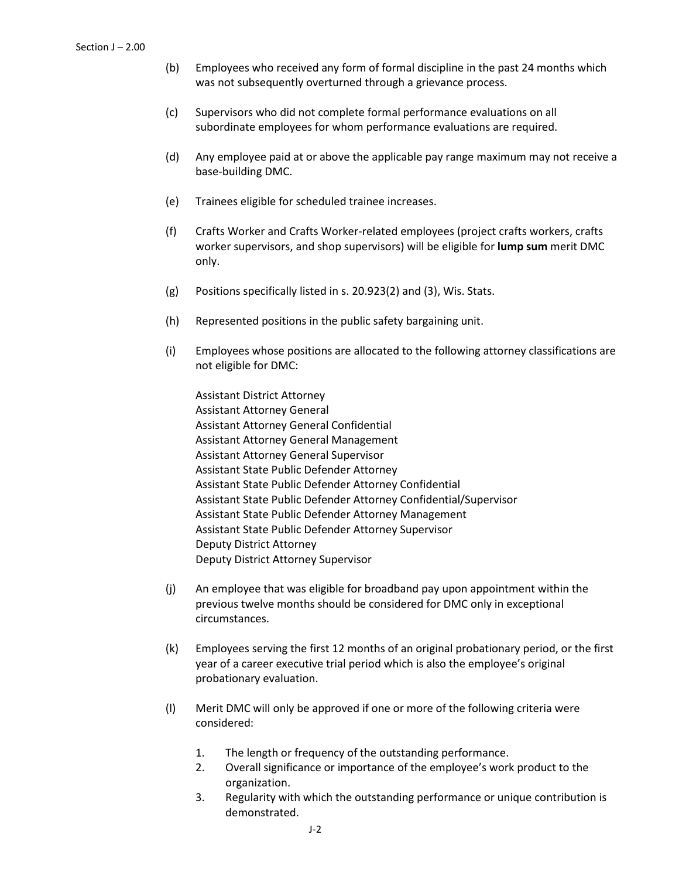(b) Employees who received any form of formal discipline in the past 24 months which was not subsequently overturned through a grievance process.

(c) Supervisors who did not complete formal performance evaluations on all subordinate employees for whom performance evaluations are required.

(d) Any employee paid at or above the applicable pay range maximum may not receive a base-building DMC.

(e) Trainees eligible for scheduled trainee increases.

(f) Crafts Worker and Crafts Worker-related employees (project crafts workers, crafts worker supervisors, and shop supervisors) will be eligible for **lump sum** merit DMC only.

(g) Positions specifically listed in s. 20.923(2) and (3), Wis. Stats.

(h) Represented positions in the public safety bargaining unit.

(i) Employees whose positions are allocated to the following attorney classifications are not eligible for DMC:

Assistant District Attorney
Assistant Attorney General
Assistant Attorney General Confidential
Assistant Attorney General Management
Assistant Attorney General Supervisor
Assistant State Public Defender Attorney
Assistant State Public Defender Attorney Confidential
Assistant State Public Defender Attorney Confidential/Supervisor
Assistant State Public Defender Attorney Management
Assistant State Public Defender Attorney Supervisor
Deputy District Attorney
Deputy District Attorney Supervisor

(j) An employee that was eligible for broadband pay upon appointment within the previous twelve months should be considered for DMC only in exceptional circumstances.

(k) Employees serving the first 12 months of an original probationary period, or the first year of a career executive trial period which is also the employee's original probationary evaluation.

(l) Merit DMC will only be approved if one or more of the following criteria were considered:

1. The length or frequency of the outstanding performance.
2. Overall significance or importance of the employee's work product to the organization.
3. Regularity with which the outstanding performance or unique contribution is demonstrated.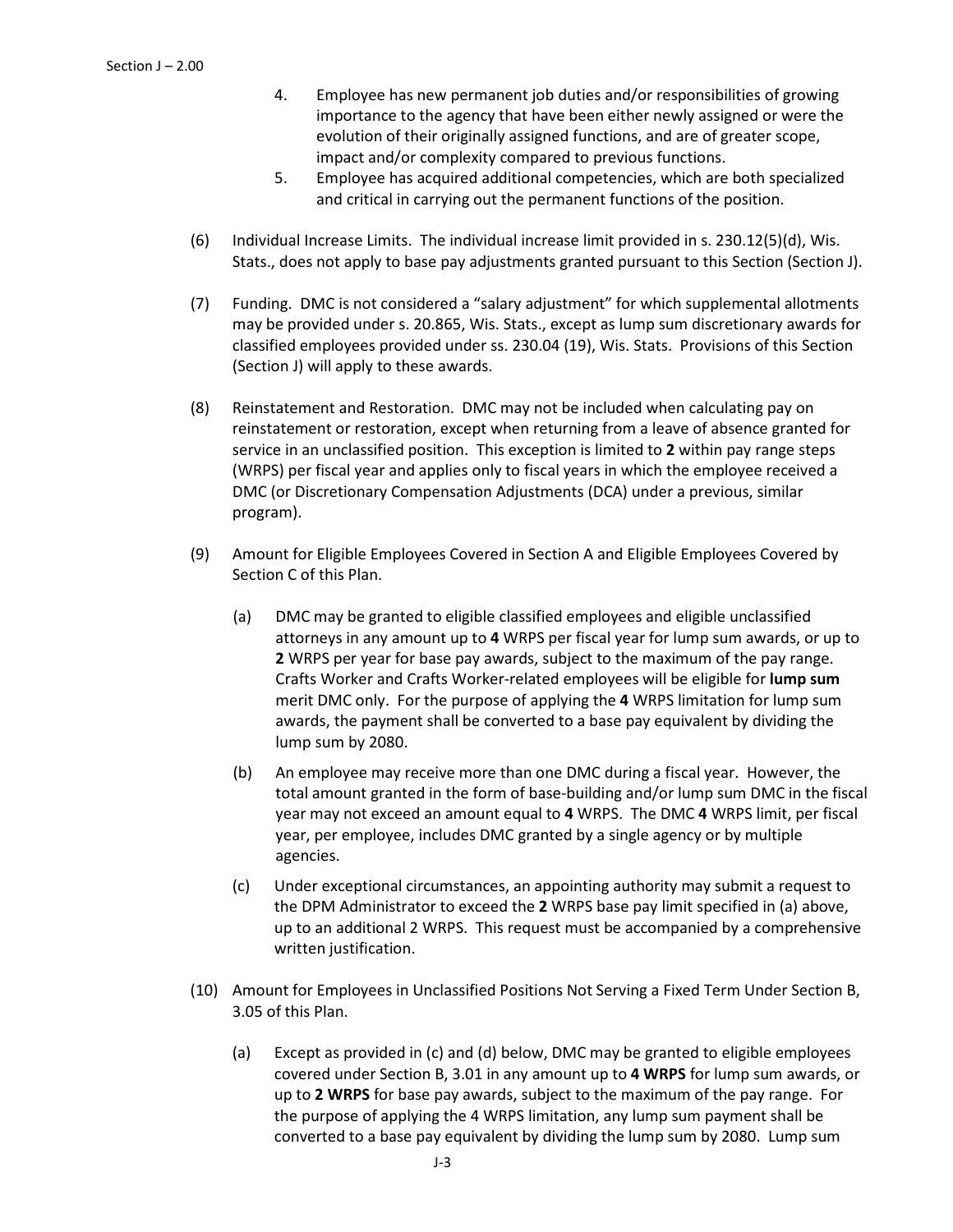4. Employee has new permanent job duties and/or responsibilities of growing importance to the agency that have been either newly assigned or were the evolution of their originally assigned functions, and are of greater scope, impact and/or complexity compared to previous functions.
5. Employee has acquired additional competencies, which are both specialized and critical in carrying out the permanent functions of the position.

(6) Individual Increase Limits. The individual increase limit provided in s. 230.12(5)(d), Wis. Stats., does not apply to base pay adjustments granted pursuant to this Section (Section J).

(7) Funding. DMC is not considered a "salary adjustment" for which supplemental allotments may be provided under s. 20.865, Wis. Stats., except as lump sum discretionary awards for classified employees provided under ss. 230.04 (19), Wis. Stats. Provisions of this Section (Section J) will apply to these awards.

(8) Reinstatement and Restoration. DMC may not be included when calculating pay on reinstatement or restoration, except when returning from a leave of absence granted for service in an unclassified position. This exception is limited to **2** within pay range steps (WRPS) per fiscal year and applies only to fiscal years in which the employee received a DMC (or Discretionary Compensation Adjustments (DCA) under a previous, similar program).

(9) Amount for Eligible Employees Covered in Section A and Eligible Employees Covered by Section C of this Plan.

(a) DMC may be granted to eligible classified employees and eligible unclassified attorneys in any amount up to **4** WRPS per fiscal year for lump sum awards, or up to **2** WRPS per year for base pay awards, subject to the maximum of the pay range. Crafts Worker and Crafts Worker-related employees will be eligible for **lump sum** merit DMC only. For the purpose of applying the **4** WRPS limitation for lump sum awards, the payment shall be converted to a base pay equivalent by dividing the lump sum by 2080.

(b) An employee may receive more than one DMC during a fiscal year. However, the total amount granted in the form of base-building and/or lump sum DMC in the fiscal year may not exceed an amount equal to **4** WRPS. The DMC **4** WRPS limit, per fiscal year, per employee, includes DMC granted by a single agency or by multiple agencies.

(c) Under exceptional circumstances, an appointing authority may submit a request to the DPM Administrator to exceed the **2** WRPS base pay limit specified in (a) above, up to an additional 2 WRPS. This request must be accompanied by a comprehensive written justification.

(10) Amount for Employees in Unclassified Positions Not Serving a Fixed Term Under Section B, 3.05 of this Plan.

(a) Except as provided in (c) and (d) below, DMC may be granted to eligible employees covered under Section B, 3.01 in any amount up to **4 WRPS** for lump sum awards, or up to **2 WRPS** for base pay awards, subject to the maximum of the pay range. For the purpose of applying the 4 WRPS limitation, any lump sum payment shall be converted to a base pay equivalent by dividing the lump sum by 2080. Lump sum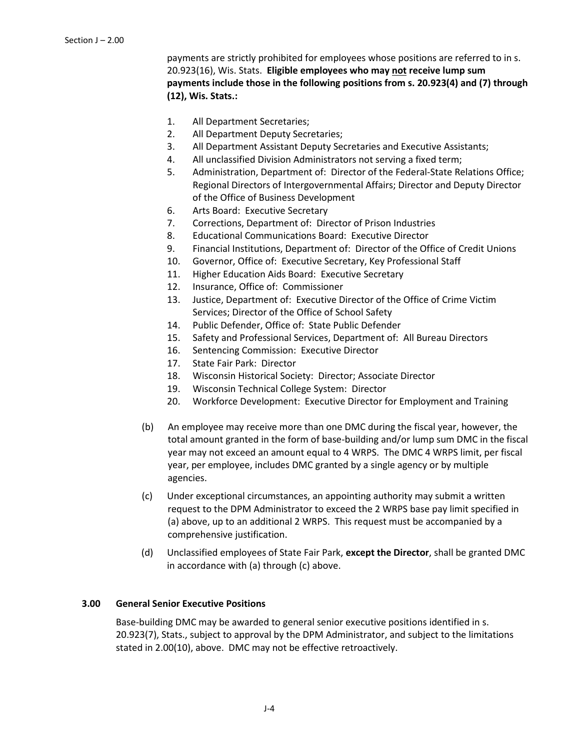payments are strictly prohibited for employees whose positions are referred to in s. 20.923(16), Wis. Stats. **Eligible employees who may not receive lump sum payments include those in the following positions from s. 20.923(4) and (7) through (12), Wis. Stats.:**

1. All Department Secretaries;
2. All Department Deputy Secretaries;
3. All Department Assistant Deputy Secretaries and Executive Assistants;
4. All unclassified Division Administrators not serving a fixed term;
5. Administration, Department of: Director of the Federal-State Relations Office; Regional Directors of Intergovernmental Affairs; Director and Deputy Director of the Office of Business Development
6. Arts Board: Executive Secretary
7. Corrections, Department of: Director of Prison Industries
8. Educational Communications Board: Executive Director
9. Financial Institutions, Department of: Director of the Office of Credit Unions
10. Governor, Office of: Executive Secretary, Key Professional Staff
11. Higher Education Aids Board: Executive Secretary
12. Insurance, Office of: Commissioner
13. Justice, Department of: Executive Director of the Office of Crime Victim Services; Director of the Office of School Safety
14. Public Defender, Office of: State Public Defender
15. Safety and Professional Services, Department of: All Bureau Directors
16. Sentencing Commission: Executive Director
17. State Fair Park: Director
18. Wisconsin Historical Society: Director; Associate Director
19. Wisconsin Technical College System: Director
20. Workforce Development: Executive Director for Employment and Training

(b) An employee may receive more than one DMC during the fiscal year, however, the total amount granted in the form of base-building and/or lump sum DMC in the fiscal year may not exceed an amount equal to 4 WRPS. The DMC 4 WRPS limit, per fiscal year, per employee, includes DMC granted by a single agency or by multiple agencies.

(c) Under exceptional circumstances, an appointing authority may submit a written request to the DPM Administrator to exceed the 2 WRPS base pay limit specified in (a) above, up to an additional 2 WRPS. This request must be accompanied by a comprehensive justification.

(d) Unclassified employees of State Fair Park, **except the Director**, shall be granted DMC in accordance with (a) through (c) above.

### 3.00 General Senior Executive Positions

Base-building DMC may be awarded to general senior executive positions identified in s. 20.923(7), Stats., subject to approval by the DPM Administrator, and subject to the limitations stated in 2.00(10), above. DMC may not be effective retroactively.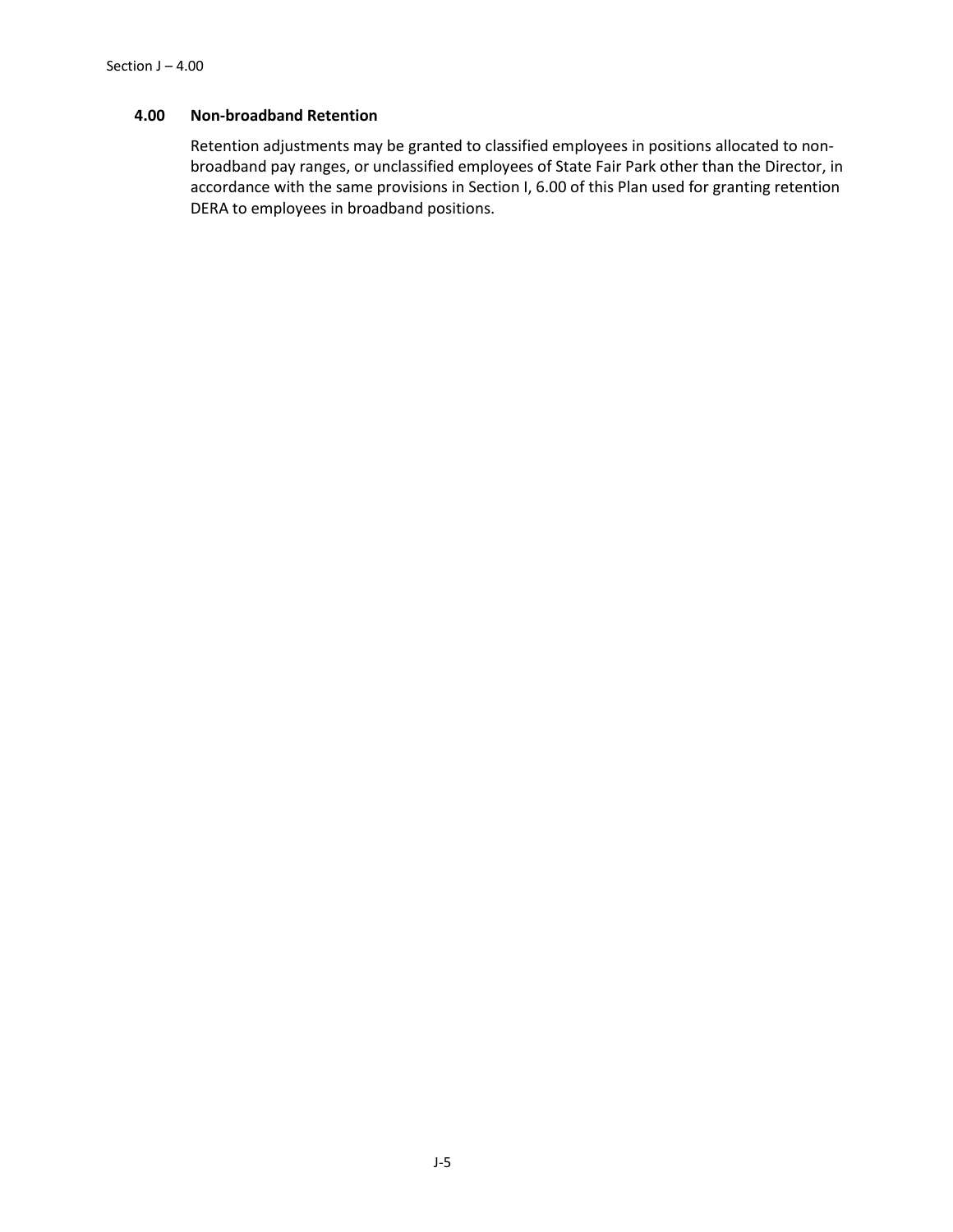### 4.00 Non-broadband Retention

Retention adjustments may be granted to classified employees in positions allocated to non-broadband pay ranges, or unclassified employees of State Fair Park other than the Director, in accordance with the same provisions in Section I, 6.00 of this Plan used for granting retention DERA to employees in broadband positions.